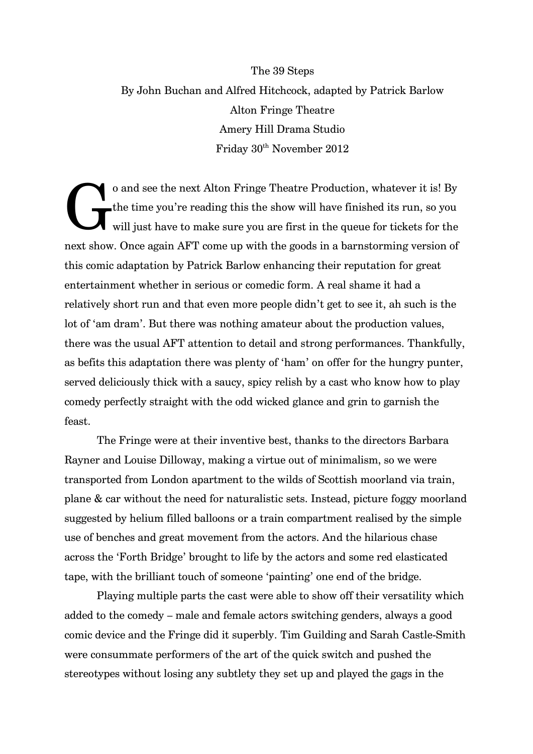The 39 Steps

By John Buchan and Alfred Hitchcock, adapted by Patrick Barlow

Alton Fringe Theatre

Amery Hill Drama Studio

Friday 30th November 2012

Go and see the next Alton Fringe Theatre Production, whatever it is! By the time you're reading this the show will have finished its run, so you will just have to make sure you are first in the queue for tickets for the next show. Once again AFT come up with the goods in a barnstorming version of this comic adaptation by Patrick Barlow enhancing their reputation for great entertainment whether in serious or comedic form. A real shame it had a relatively short run and that even more people didn't get to see it, ah such is the lot of 'am dram'. But there was nothing amateur about the production values, there was the usual AFT attention to detail and strong performances. Thankfully, as befits this adaptation there was plenty of 'ham' on offer for the hungry punter, served deliciously thick with a saucy, spicy relish by a cast who know how to play comedy perfectly straight with the odd wicked glance and grin to garnish the feast.

The Fringe were at their inventive best, thanks to the directors Barbara Rayner and Louise Dilloway, making a virtue out of minimalism, so we were transported from London apartment to the wilds of Scottish moorland via train, plane & car without the need for naturalistic sets. Instead, picture foggy moorland suggested by helium filled balloons or a train compartment realised by the simple use of benches and great movement from the actors. And the hilarious chase across the 'Forth Bridge' brought to life by the actors and some red elasticated tape, with the brilliant touch of someone 'painting' one end of the bridge.

Playing multiple parts the cast were able to show off their versatility which added to the comedy – male and female actors switching genders, always a good comic device and the Fringe did it superbly. Tim Guilding and Sarah Castle-Smith were consummate performers of the art of the quick switch and pushed the stereotypes without losing any subtlety they set up and played the gags in the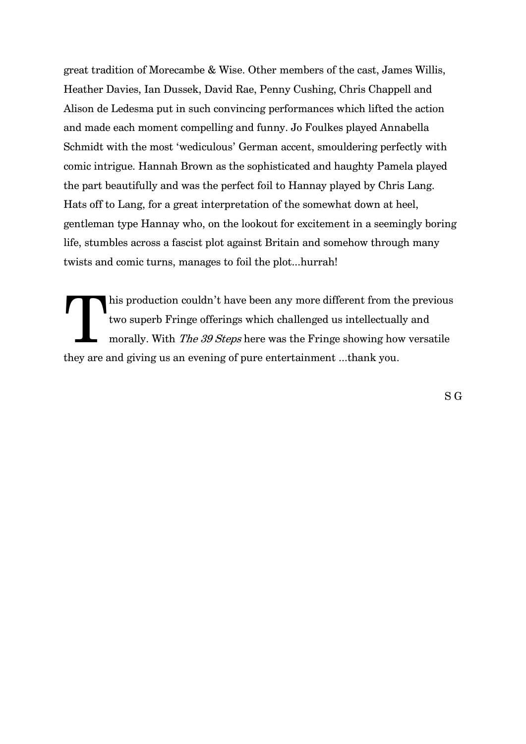great tradition of Morecambe & Wise. Other members of the cast, James Willis, Heather Davies, Ian Dussek, David Rae, Penny Cushing, Chris Chappell and Alison de Ledesma put in such convincing performances which lifted the action and made each moment compelling and funny. Jo Foulkes played Annabella Schmidt with the most 'wediculous' German accent, smouldering perfectly with comic intrigue. Hannah Brown as the sophisticated and haughty Pamela played the part beautifully and was the perfect foil to Hannay played by Chris Lang. Hats off to Lang, for a great interpretation of the somewhat down at heel, gentleman type Hannay who, on the lookout for excitement in a seemingly boring life, stumbles across a fascist plot against Britain and somehow through many twists and comic turns, manages to foil the plot...hurrah!

This production couldn't have been any more different from the previous two superb Fringe offerings which challenged us intellectually and morally. With *The 39 Steps* here was the Fringe showing how versatile they are and giving us an evening of pure entertainment ...thank you.

S G